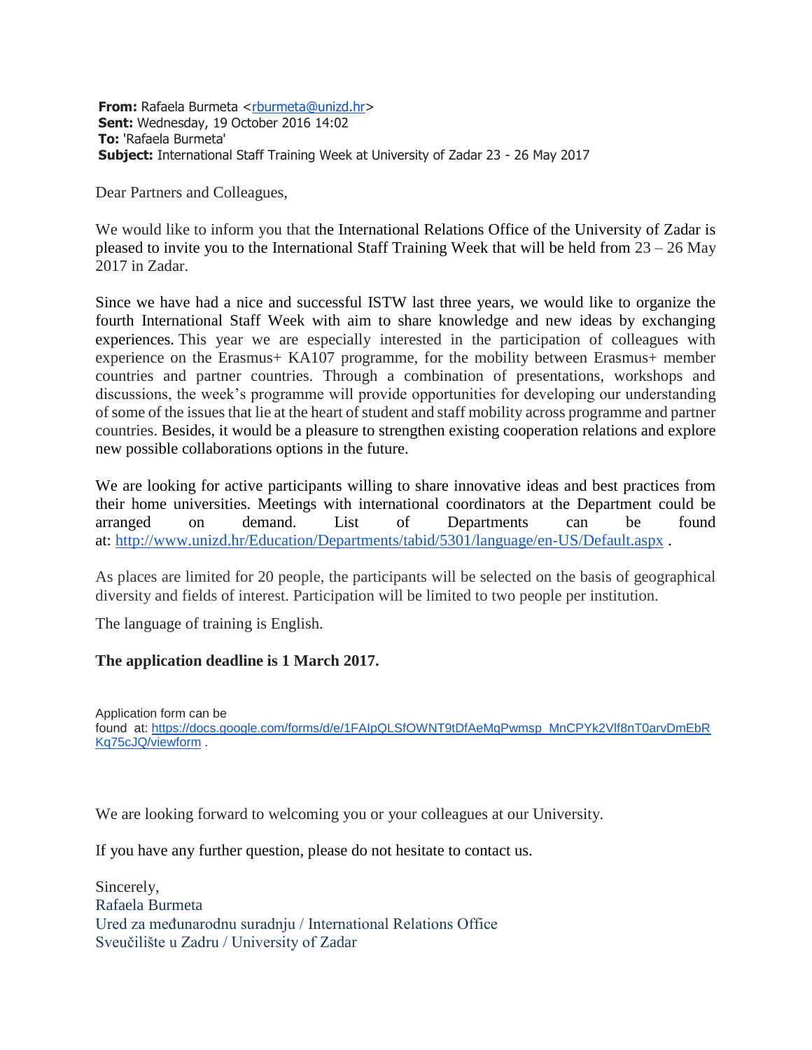**From:** Rafaela Burmeta <rburmeta@unizd.hr>
**Sent:** Wednesday, 19 October 2016 14:02
**To:** 'Rafaela Burmeta'
**Subject:** International Staff Training Week at University of Zadar 23 - 26 May 2017

Dear Partners and Colleagues,

We would like to inform you that the International Relations Office of the University of Zadar is pleased to invite you to the International Staff Training Week that will be held from 23 – 26 May 2017 in Zadar.

Since we have had a nice and successful ISTW last three years, we would like to organize the fourth International Staff Week with aim to share knowledge and new ideas by exchanging experiences. This year we are especially interested in the participation of colleagues with experience on the Erasmus+ KA107 programme, for the mobility between Erasmus+ member countries and partner countries. Through a combination of presentations, workshops and discussions, the week's programme will provide opportunities for developing our understanding of some of the issues that lie at the heart of student and staff mobility across programme and partner countries. Besides, it would be a pleasure to strengthen existing cooperation relations and explore new possible collaborations options in the future.

We are looking for active participants willing to share innovative ideas and best practices from their home universities. Meetings with international coordinators at the Department could be arranged on demand. List of Departments can be found at: http://www.unizd.hr/Education/Departments/tabid/5301/language/en-US/Default.aspx .

As places are limited for 20 people, the participants will be selected on the basis of geographical diversity and fields of interest. Participation will be limited to two people per institution.

The language of training is English.

**The application deadline is 1 March 2017.**

Application form can be found at: https://docs.google.com/forms/d/e/1FAIpQLSfOWNT9tDfAeMqPwmsp_MnCPYk2Vlf8nT0arvDmEbRKq75cJQ/viewform .

We are looking forward to welcoming you or your colleagues at our University.

If you have any further question, please do not hesitate to contact us.

Sincerely,
Rafaela Burmeta
Ured za međunarodnu suradnju / International Relations Office
Sveučilište u Zadru / University of Zadar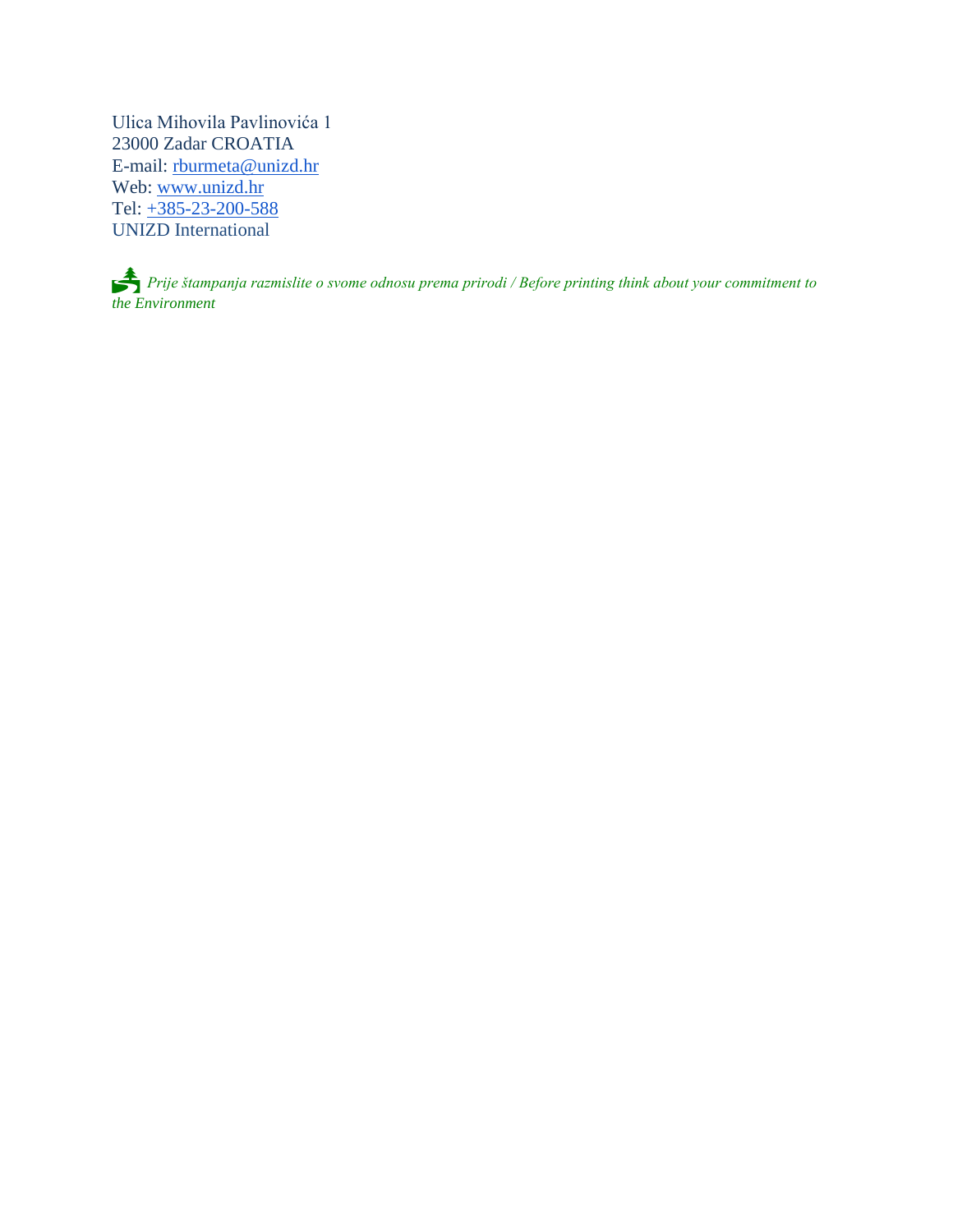Ulica Mihovila Pavlinovića 1
23000 Zadar CROATIA
E-mail: rburmeta@unizd.hr
Web: www.unizd.hr
Tel: +385-23-200-588
UNIZD International

*Prije štampanja razmislite o svome odnosu prema prirodi / Before printing think about your commitment to the Environment*